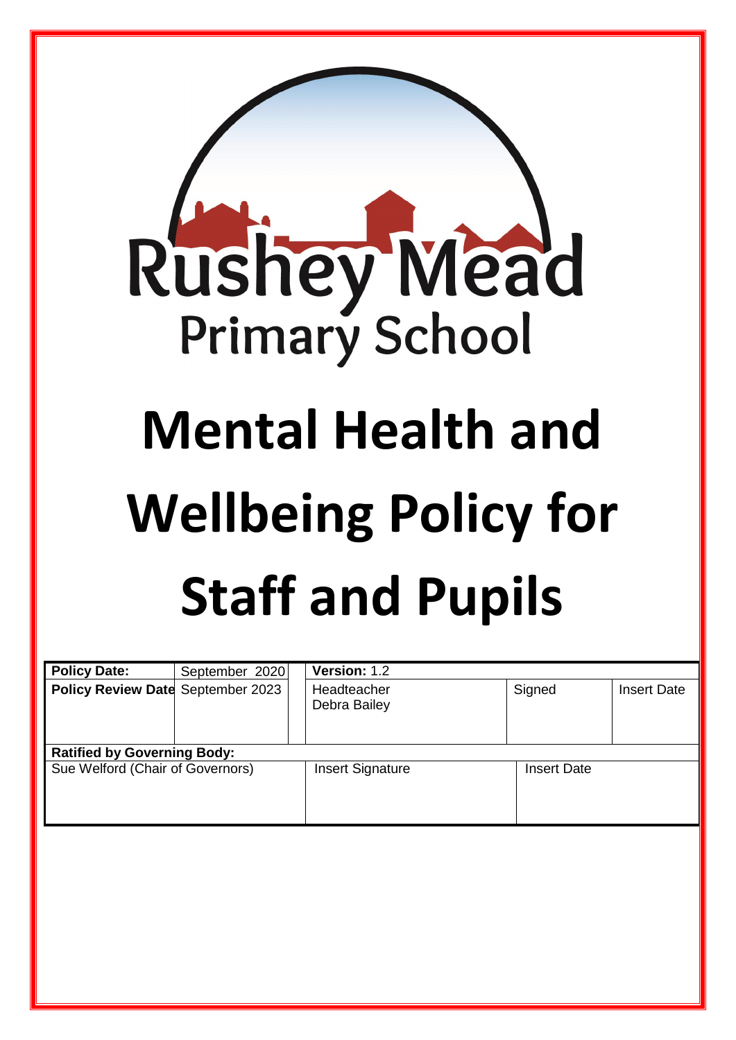Rushey Mead

Primary School

# Mental Health and Wellbeing Policy for Staff and Pupils

| Policy Date: | September 2020 | Version: 1.2 | | |
|---|---|---|---|---|
| Policy Review Date | September 2023 | Headteacher Debra Bailey | Signed | Insert Date |
| **Ratified by Governing Body:** | | | | |
| Sue Welford (Chair of Governors) | | Insert Signature | Insert Date | |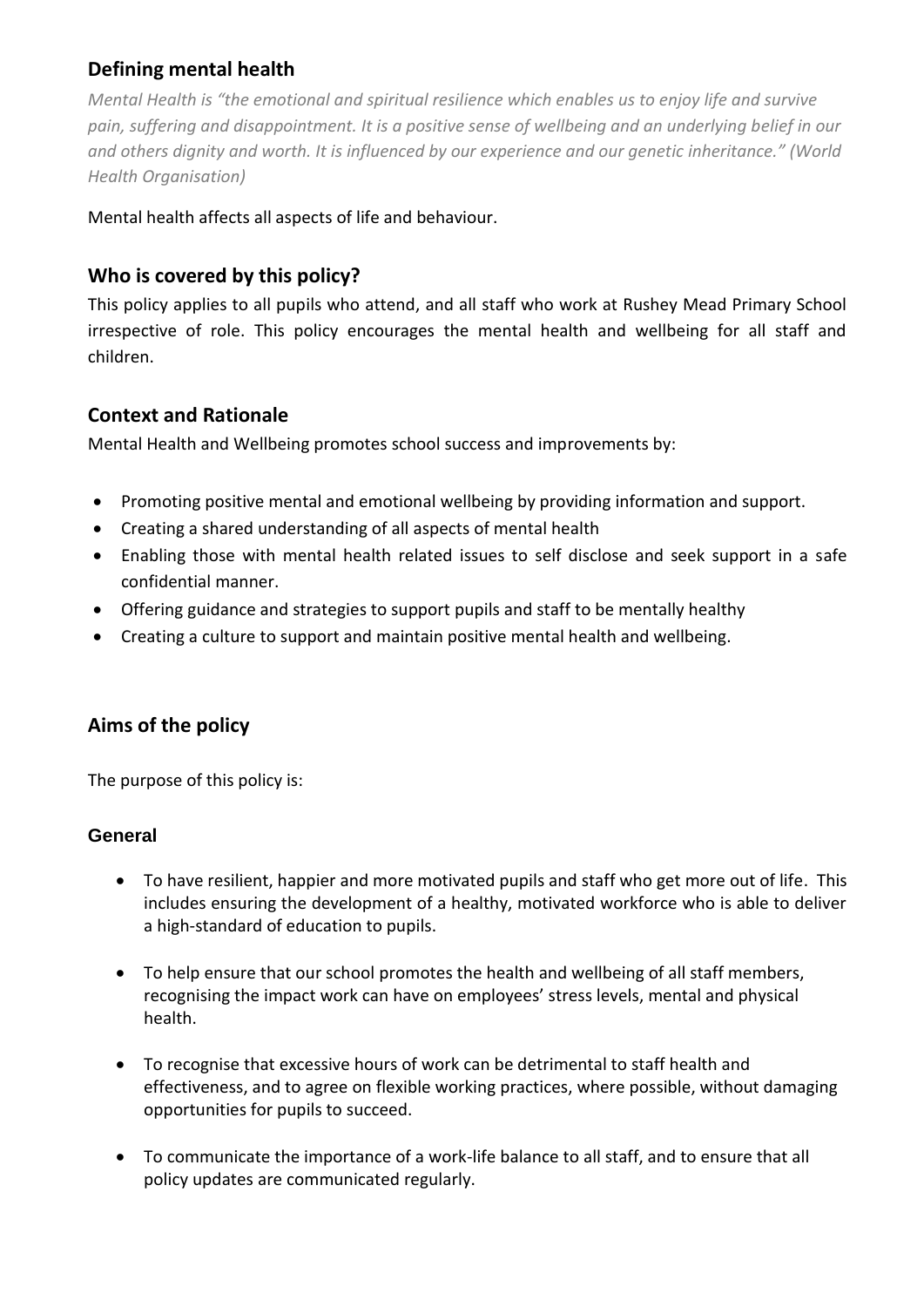## Defining mental health

*Mental Health is "the emotional and spiritual resilience which enables us to enjoy life and survive pain, suffering and disappointment. It is a positive sense of wellbeing and an underlying belief in our and others dignity and worth. It is influenced by our experience and our genetic inheritance." (World Health Organisation)*

Mental health affects all aspects of life and behaviour.

## Who is covered by this policy?

This policy applies to all pupils who attend, and all staff who work at Rushey Mead Primary School irrespective of role. This policy encourages the mental health and wellbeing for all staff and children.

## Context and Rationale

Mental Health and Wellbeing promotes school success and improvements by:

- Promoting positive mental and emotional wellbeing by providing information and support.
- Creating a shared understanding of all aspects of mental health
- Enabling those with mental health related issues to self disclose and seek support in a safe confidential manner.
- Offering guidance and strategies to support pupils and staff to be mentally healthy
- Creating a culture to support and maintain positive mental health and wellbeing.

## Aims of the policy

The purpose of this policy is:

### General

- To have resilient, happier and more motivated pupils and staff who get more out of life. This includes ensuring the development of a healthy, motivated workforce who is able to deliver a high-standard of education to pupils.
- To help ensure that our school promotes the health and wellbeing of all staff members, recognising the impact work can have on employees' stress levels, mental and physical health.
- To recognise that excessive hours of work can be detrimental to staff health and effectiveness, and to agree on flexible working practices, where possible, without damaging opportunities for pupils to succeed.
- To communicate the importance of a work-life balance to all staff, and to ensure that all policy updates are communicated regularly.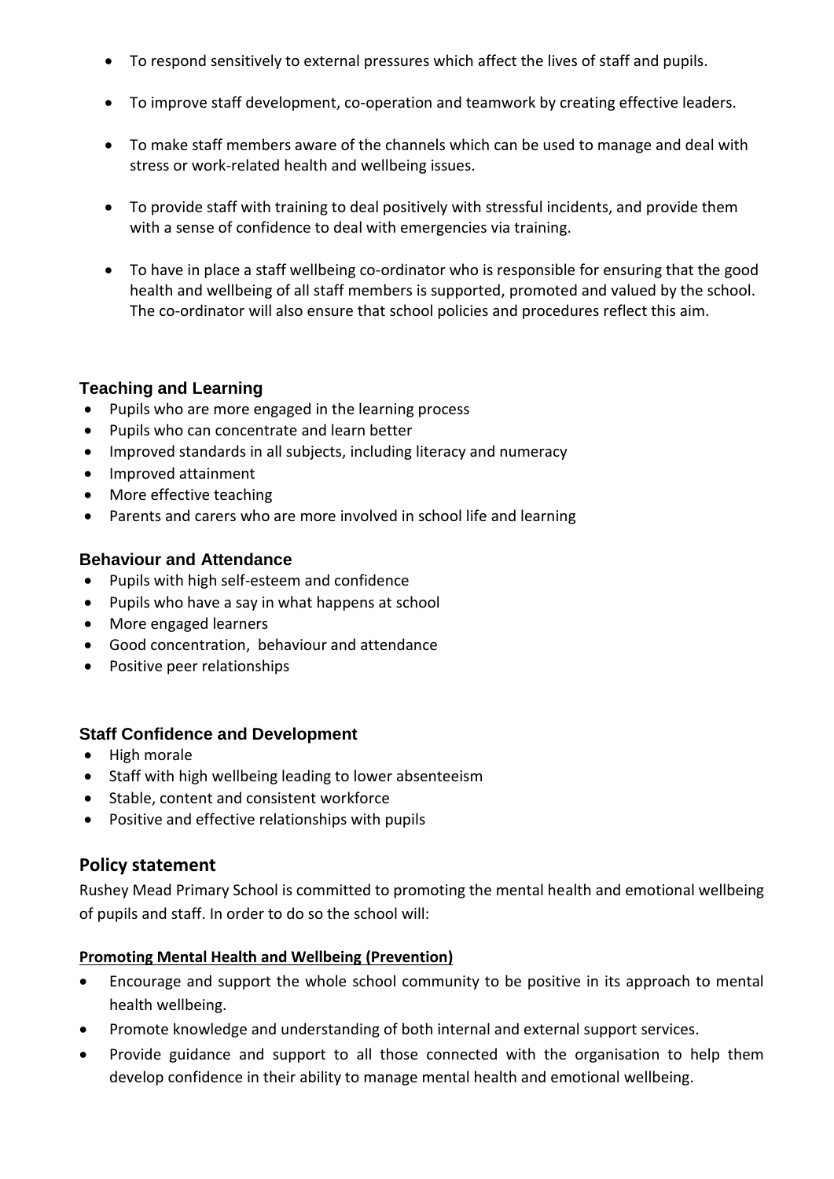- To respond sensitively to external pressures which affect the lives of staff and pupils.
- To improve staff development, co-operation and teamwork by creating effective leaders.
- To make staff members aware of the channels which can be used to manage and deal with stress or work-related health and wellbeing issues.
- To provide staff with training to deal positively with stressful incidents, and provide them with a sense of confidence to deal with emergencies via training.
- To have in place a staff wellbeing co-ordinator who is responsible for ensuring that the good health and wellbeing of all staff members is supported, promoted and valued by the school. The co-ordinator will also ensure that school policies and procedures reflect this aim.

### Teaching and Learning

- Pupils who are more engaged in the learning process
- Pupils who can concentrate and learn better
- Improved standards in all subjects, including literacy and numeracy
- Improved attainment
- More effective teaching
- Parents and carers who are more involved in school life and learning

### Behaviour and Attendance

- Pupils with high self-esteem and confidence
- Pupils who have a say in what happens at school
- More engaged learners
- Good concentration, behaviour and attendance
- Positive peer relationships

### Staff Confidence and Development

- High morale
- Staff with high wellbeing leading to lower absenteeism
- Stable, content and consistent workforce
- Positive and effective relationships with pupils

## Policy statement

Rushey Mead Primary School is committed to promoting the mental health and emotional wellbeing of pupils and staff. In order to do so the school will:

**Promoting Mental Health and Wellbeing (Prevention)**

- Encourage and support the whole school community to be positive in its approach to mental health wellbeing.
- Promote knowledge and understanding of both internal and external support services.
- Provide guidance and support to all those connected with the organisation to help them develop confidence in their ability to manage mental health and emotional wellbeing.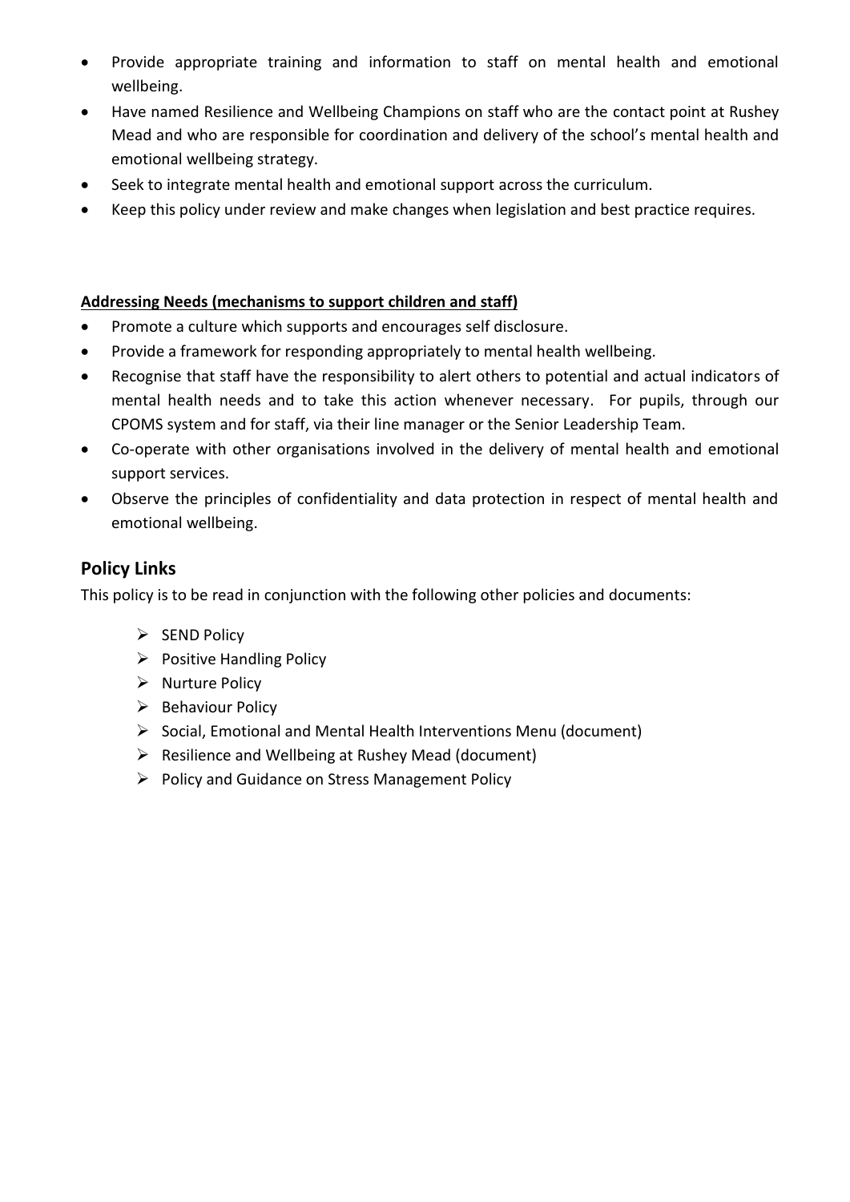- Provide appropriate training and information to staff on mental health and emotional wellbeing.
- Have named Resilience and Wellbeing Champions on staff who are the contact point at Rushey Mead and who are responsible for coordination and delivery of the school's mental health and emotional wellbeing strategy.
- Seek to integrate mental health and emotional support across the curriculum.
- Keep this policy under review and make changes when legislation and best practice requires.

**Addressing Needs (mechanisms to support children and staff)**

- Promote a culture which supports and encourages self disclosure.
- Provide a framework for responding appropriately to mental health wellbeing.
- Recognise that staff have the responsibility to alert others to potential and actual indicators of mental health needs and to take this action whenever necessary. For pupils, through our CPOMS system and for staff, via their line manager or the Senior Leadership Team.
- Co-operate with other organisations involved in the delivery of mental health and emotional support services.
- Observe the principles of confidentiality and data protection in respect of mental health and emotional wellbeing.

## Policy Links

This policy is to be read in conjunction with the following other policies and documents:

- SEND Policy
- Positive Handling Policy
- Nurture Policy
- Behaviour Policy
- Social, Emotional and Mental Health Interventions Menu (document)
- Resilience and Wellbeing at Rushey Mead (document)
- Policy and Guidance on Stress Management Policy